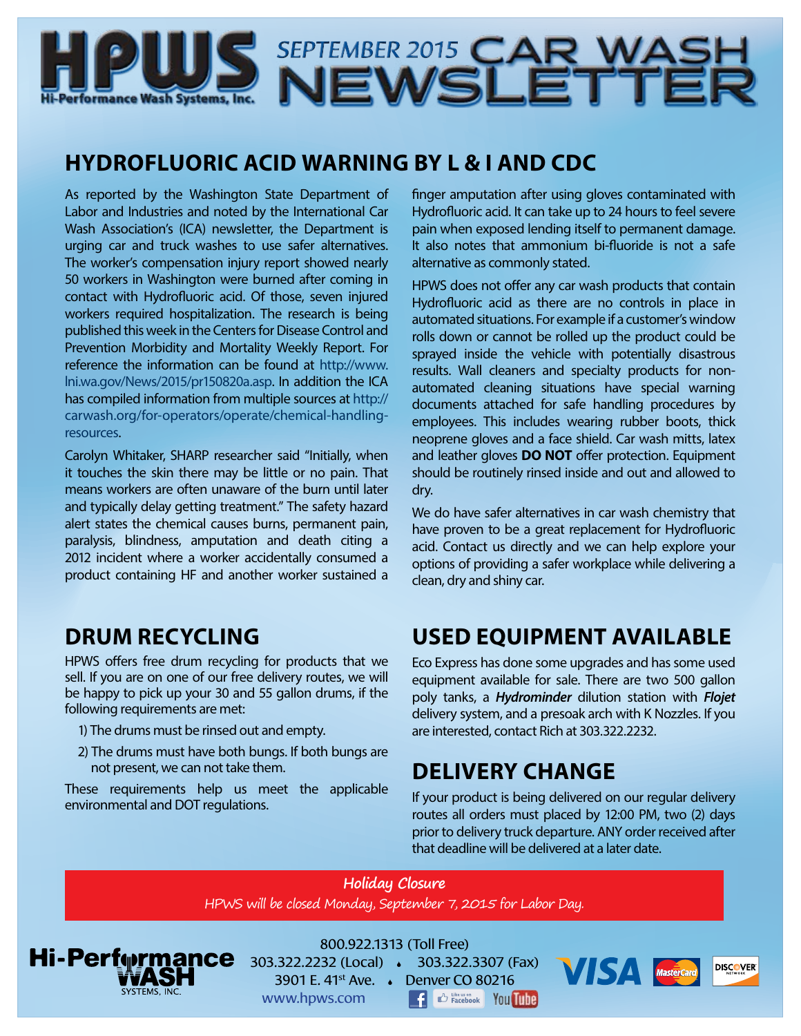# HPWS SEPTEMBER 2015 CAR WASH NEWSLETTER

Hi-Performance Wash Systems, Inc.

## HYDROFLUORIC ACID WARNING BY L & I AND CDC

As reported by the Washington State Department of Labor and Industries and noted by the International Car Wash Association's (ICA) newsletter, the Department is urging car and truck washes to use safer alternatives. The worker's compensation injury report showed nearly 50 workers in Washington were burned after coming in contact with Hydrofluoric acid. Of those, seven injured workers required hospitalization. The research is being published this week in the Centers for Disease Control and Prevention Morbidity and Mortality Weekly Report. For reference the information can be found at http://www.lni.wa.gov/News/2015/pr150820a.asp. In addition the ICA has compiled information from multiple sources at http://carwash.org/for-operators/operate/chemical-handling-resources.

Carolyn Whitaker, SHARP researcher said "Initially, when it touches the skin there may be little or no pain. That means workers are often unaware of the burn until later and typically delay getting treatment." The safety hazard alert states the chemical causes burns, permanent pain, paralysis, blindness, amputation and death citing a 2012 incident where a worker accidentally consumed a product containing HF and another worker sustained a finger amputation after using gloves contaminated with Hydrofluoric acid. It can take up to 24 hours to feel severe pain when exposed lending itself to permanent damage. It also notes that ammonium bi-fluoride is not a safe alternative as commonly stated.

HPWS does not offer any car wash products that contain Hydrofluoric acid as there are no controls in place in automated situations. For example if a customer's window rolls down or cannot be rolled up the product could be sprayed inside the vehicle with potentially disastrous results. Wall cleaners and specialty products for non-automated cleaning situations have special warning documents attached for safe handling procedures by employees. This includes wearing rubber boots, thick neoprene gloves and a face shield. Car wash mitts, latex and leather gloves **DO NOT** offer protection. Equipment should be routinely rinsed inside and out and allowed to dry.

We do have safer alternatives in car wash chemistry that have proven to be a great replacement for Hydrofluoric acid. Contact us directly and we can help explore your options of providing a safer workplace while delivering a clean, dry and shiny car.

## DRUM RECYCLING

HPWS offers free drum recycling for products that we sell. If you are on one of our free delivery routes, we will be happy to pick up your 30 and 55 gallon drums, if the following requirements are met:

1) The drums must be rinsed out and empty.
2) The drums must have both bungs. If both bungs are not present, we can not take them.

These requirements help us meet the applicable environmental and DOT regulations.

## USED EQUIPMENT AVAILABLE

Eco Express has done some upgrades and has some used equipment available for sale. There are two 500 gallon poly tanks, a ***Hydrominder*** dilution station with ***Flojet*** delivery system, and a presoak arch with K Nozzles. If you are interested, contact Rich at 303.322.2232.

## DELIVERY CHANGE

If your product is being delivered on our regular delivery routes all orders must placed by 12:00 PM, two (2) days prior to delivery truck departure. ANY order received after that deadline will be delivered at a later date.

***Holiday Closure***

*HPWS will be closed Monday, September 7, 2015 for Labor Day.*

Hi-Performance WASH SYSTEMS, INC.

800.922.1313 (Toll Free)
303.322.2232 (Local) • 303.322.3307 (Fax)
3901 E. 41st Ave. • Denver CO 80216
www.hpws.com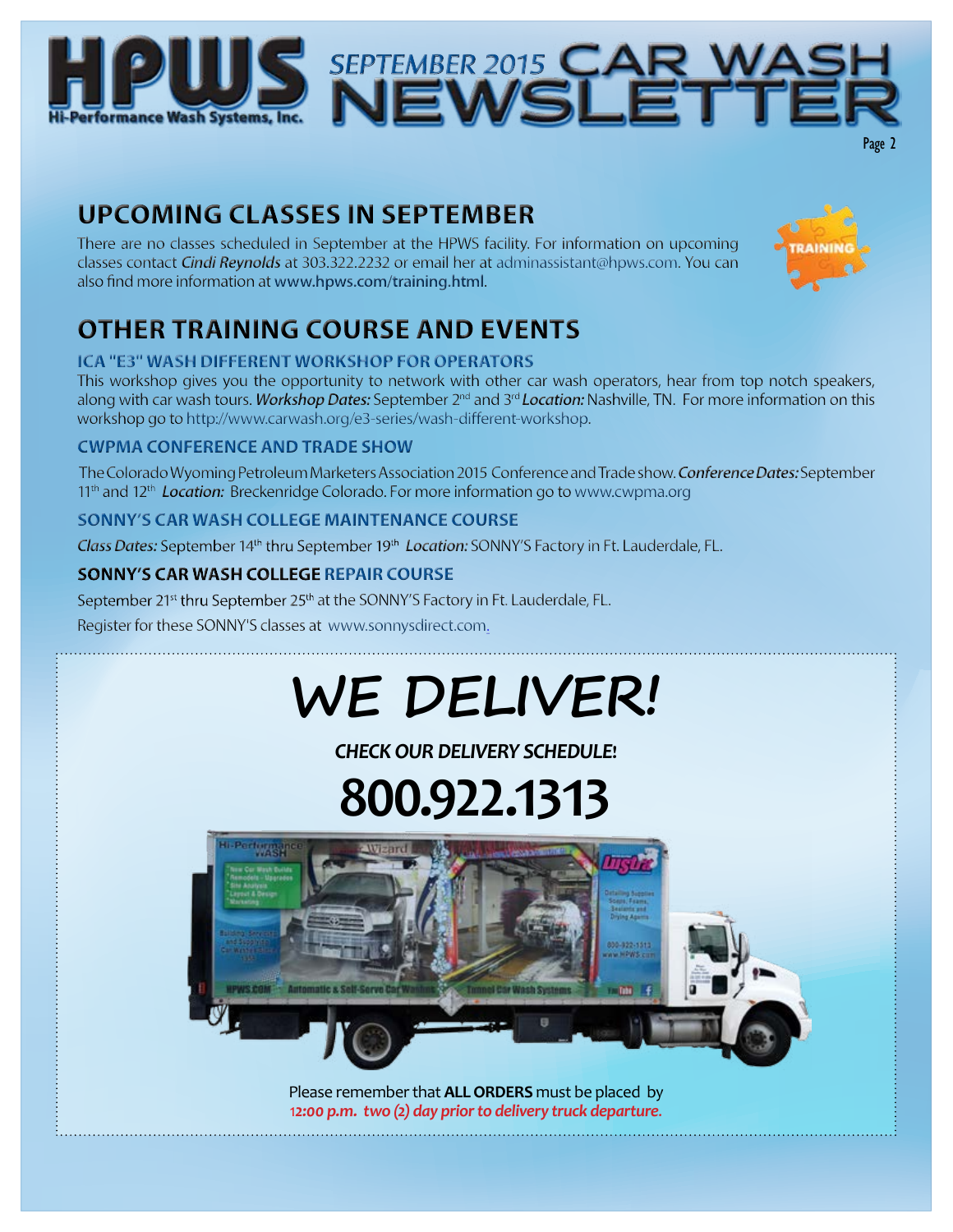## UPCOMING CLASSES IN SEPTEMBER

There are no classes scheduled in September at the HPWS facility. For information on upcoming classes contact ***Cindi Reynolds*** at 303.322.2232 or email her at adminassistant@hpws.com. You can also find more information at **www.hpws.com/training.html**.

## OTHER TRAINING COURSE AND EVENTS

### ICA "E3" WASH DIFFERENT WORKSHOP FOR OPERATORS

This workshop gives you the opportunity to network with other car wash operators, hear from top notch speakers, along with car wash tours. ***Workshop Dates:*** September 2nd and 3rd ***Location:*** Nashville, TN. For more information on this workshop go to http://www.carwash.org/e3-series/wash-different-workshop.

### CWPMA CONFERENCE AND TRADE SHOW

The Colorado Wyoming Petroleum Marketers Association 2015 Conference and Trade show. ***Conference Dates:*** September 11th and 12th ***Location:*** Breckenridge Colorado. For more information go to www.cwpma.org

### SONNY'S CAR WASH COLLEGE MAINTENANCE COURSE

*Class Dates:* September 14th thru September 19th *Location:* SONNY'S Factory in Ft. Lauderdale, FL.

### SONNY'S CAR WASH COLLEGE REPAIR COURSE

September 21st thru September 25th at the SONNY'S Factory in Ft. Lauderdale, FL.

Register for these SONNY'S classes at www.sonnysdirect.com.

# WE DELIVER!

***CHECK OUR DELIVERY SCHEDULE!***

# 800.922.1313

Please remember that **ALL ORDERS** must be placed by ***12:00 p.m. two (2) day prior to delivery truck departure.***